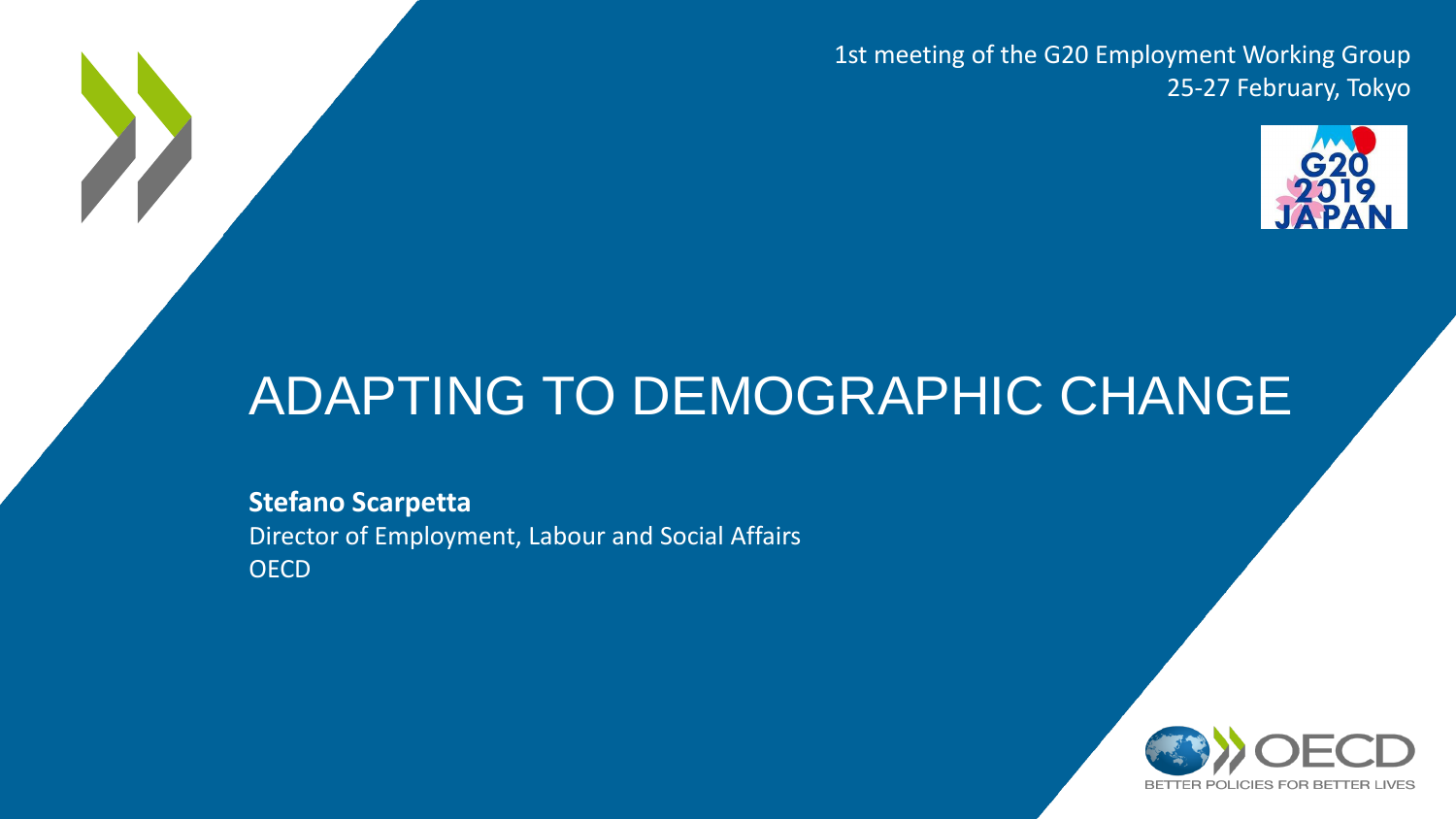1st meeting of the G20 Employment Working Group
25-27 February, Tokyo

# ADAPTING TO DEMOGRAPHIC CHANGE

**Stefano Scarpetta**
Director of Employment, Labour and Social Affairs
OECD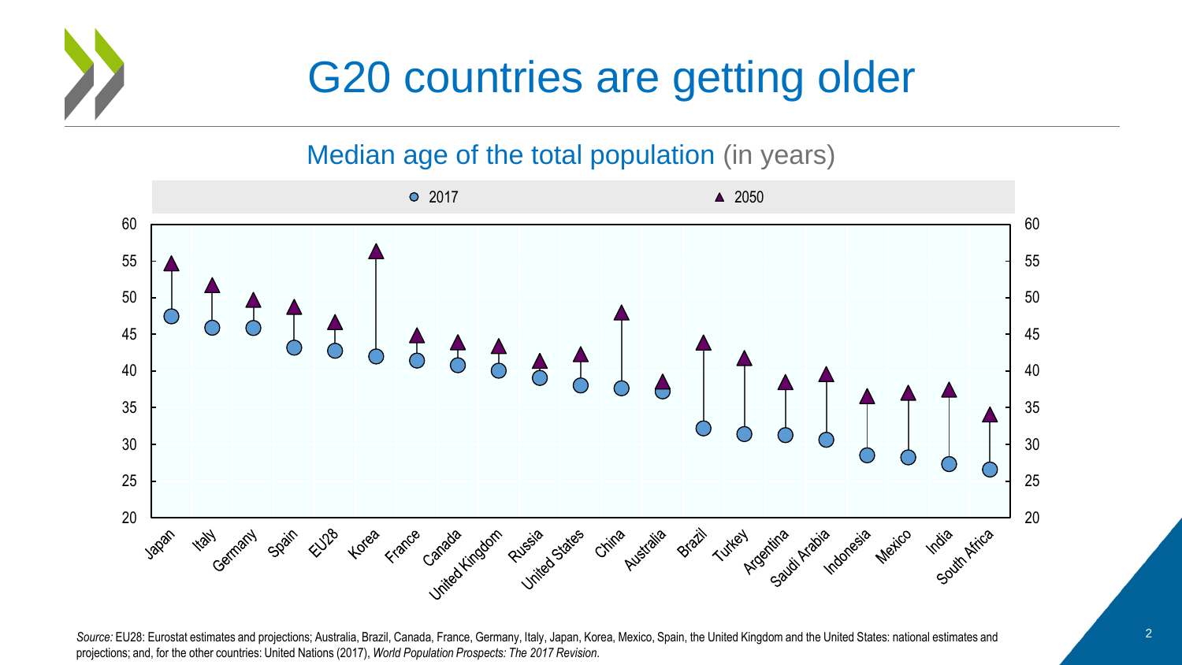# G20 countries are getting older

## Median age of the total population (in years)

*Source:* EU28: Eurostat estimates and projections; Australia, Brazil, Canada, France, Germany, Italy, Japan, Korea, Mexico, Spain, the United Kingdom and the United States: national estimates and projections; and, for the other countries: United Nations (2017), *World Population Prospects: The 2017 Revision*.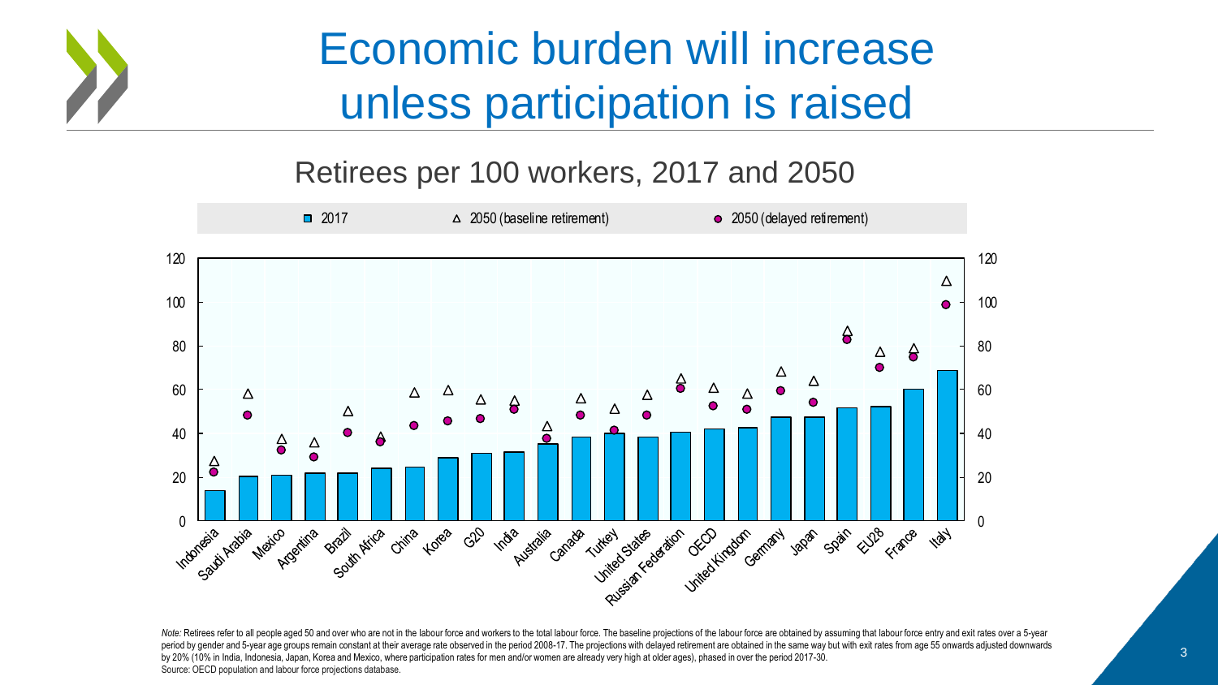# Economic burden will increase unless participation is raised

## Retirees per 100 workers, 2017 and 2050

2017 | 2050 (baseline retirement) | 2050 (delayed retirement)

Indonesia, Saudi Arabia, Mexico, Argentina, Brazil, South Africa, China, Korea, G20, India, Australia, Canada, Turkey, United States, Russian Federation, OECD, United Kingdom, Germany, Japan, Spain, EU28, France, Italy

*Note:* Retirees refer to all people aged 50 and over who are not in the labour force and workers to the total labour force. The baseline projections of the labour force are obtained by assuming that labour force entry and exit rates over a 5-year period by gender and 5-year age groups remain constant at their average rate observed in the period 2008-17. The projections with delayed retirement are obtained in the same way but with exit rates from age 55 onwards adjusted downwards by 20% (10% in India, Indonesia, Japan, Korea and Mexico, where participation rates for men and/or women are already very high at older ages), phased in over the period 2017-30.

Source: OECD population and labour force projections database.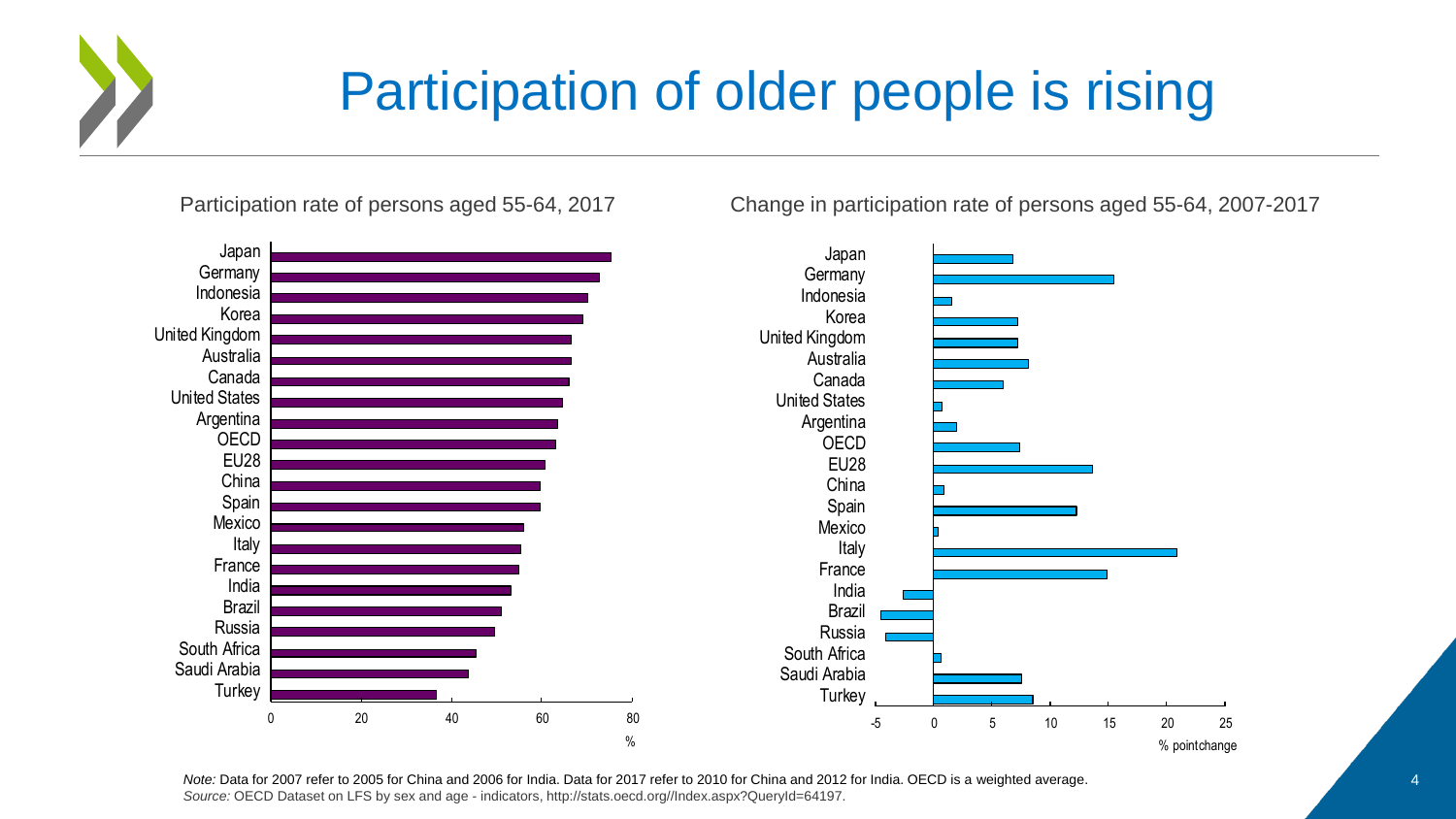# Participation of older people is rising

Participation rate of persons aged 55-64, 2017

Change in participation rate of persons aged 55-64, 2007-2017

*Note:* Data for 2007 refer to 2005 for China and 2006 for India. Data for 2017 refer to 2010 for China and 2012 for India. OECD is a weighted average.
*Source:* OECD Dataset on LFS by sex and age - indicators, http://stats.oecd.org//Index.aspx?QueryId=64197.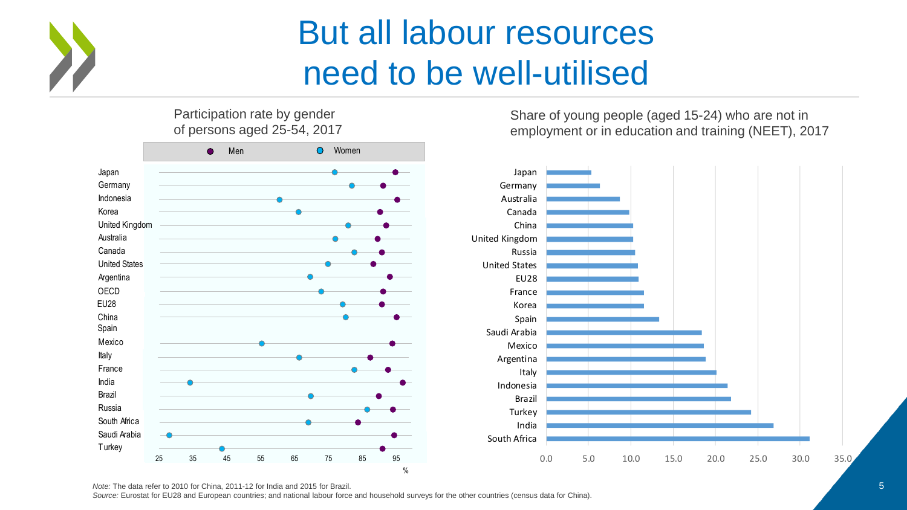# But all labour resources need to be well-utilised

**Participation rate by gender of persons aged 25-54, 2017**

Men / Women

Japan, Germany, Indonesia, Korea, United Kingdom, Australia, Canada, United States, Argentina, OECD, EU28, China, Spain, Mexico, Italy, France, India, Brazil, Russia, South Africa, Saudi Arabia, Turkey

25, 35, 45, 55, 65, 75, 85, 95 %

**Share of young people (aged 15-24) who are not in employment or in education and training (NEET), 2017**

Japan, Germany, Australia, Canada, China, United Kingdom, Russia, United States, EU28, France, Korea, Spain, Saudi Arabia, Mexico, Argentina, Italy, Indonesia, Brazil, Turkey, India, South Africa

0.0, 5.0, 10.0, 15.0, 20.0, 25.0, 30.0, 35.0

*Note:* The data refer to 2010 for China, 2011-12 for India and 2015 for Brazil.

*Source:* Eurostat for EU28 and European countries; and national labour force and household surveys for the other countries (census data for China).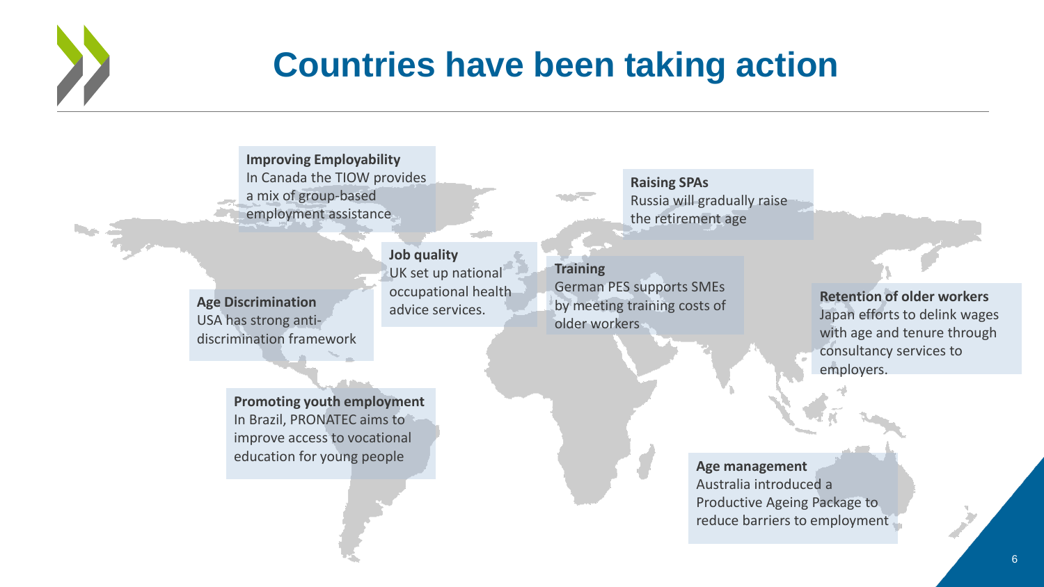# Countries have been taking action

**Improving Employability**
In Canada the TIOW provides a mix of group-based employment assistance

**Raising SPAs**
Russia will gradually raise the retirement age

**Job quality**
UK set up national occupational health advice services.

**Training**
German PES supports SMEs by meeting training costs of older workers

**Age Discrimination**
USA has strong anti-discrimination framework

**Retention of older workers**
Japan efforts to delink wages with age and tenure through consultancy services to employers.

**Promoting youth employment**
In Brazil, PRONATEC aims to improve access to vocational education for young people

**Age management**
Australia introduced a Productive Ageing Package to reduce barriers to employment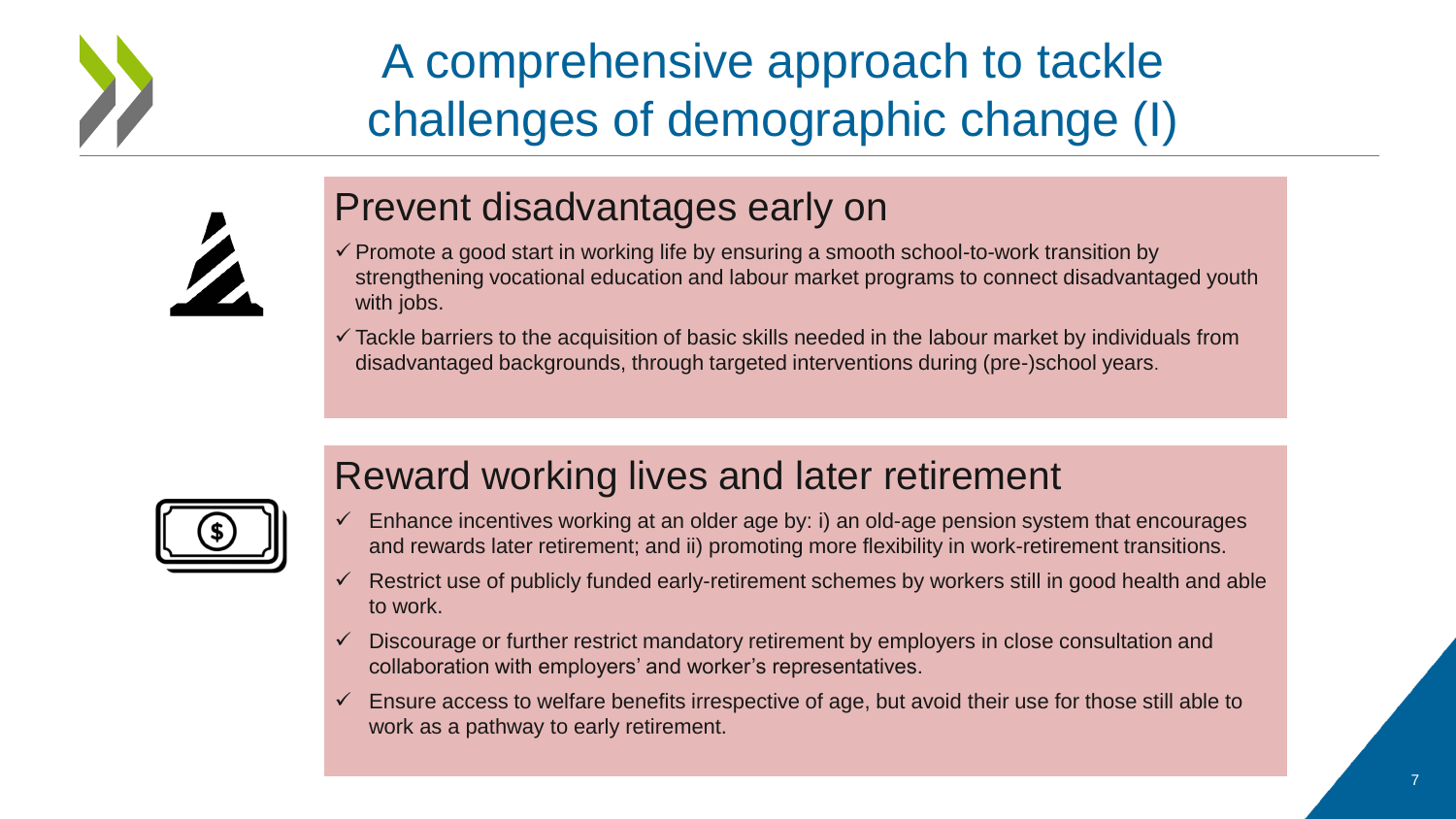# A comprehensive approach to tackle challenges of demographic change (I)

## Prevent disadvantages early on

- ✓ Promote a good start in working life by ensuring a smooth school-to-work transition by strengthening vocational education and labour market programs to connect disadvantaged youth with jobs.
- ✓ Tackle barriers to the acquisition of basic skills needed in the labour market by individuals from disadvantaged backgrounds, through targeted interventions during (pre-)school years.

## Reward working lives and later retirement

- ✓ Enhance incentives working at an older age by: i) an old-age pension system that encourages and rewards later retirement; and ii) promoting more flexibility in work-retirement transitions.
- ✓ Restrict use of publicly funded early-retirement schemes by workers still in good health and able to work.
- ✓ Discourage or further restrict mandatory retirement by employers in close consultation and collaboration with employers' and worker's representatives.
- ✓ Ensure access to welfare benefits irrespective of age, but avoid their use for those still able to work as a pathway to early retirement.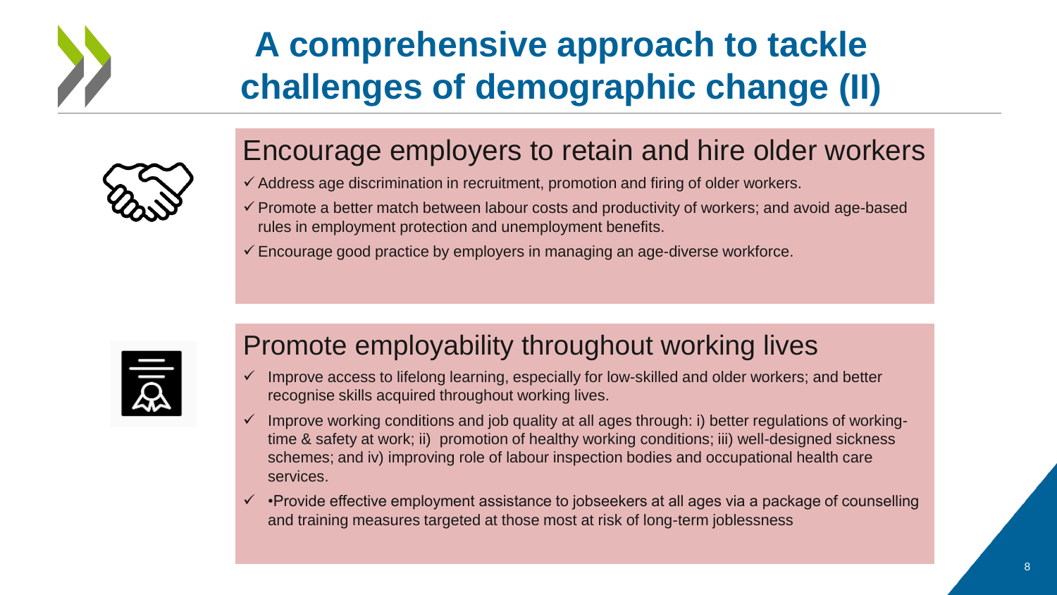# A comprehensive approach to tackle challenges of demographic change (II)

## Encourage employers to retain and hire older workers

- ✓ Address age discrimination in recruitment, promotion and firing of older workers.
- ✓ Promote a better match between labour costs and productivity of workers; and avoid age-based rules in employment protection and unemployment benefits.
- ✓ Encourage good practice by employers in managing an age-diverse workforce.

## Promote employability throughout working lives

- ✓ Improve access to lifelong learning, especially for low-skilled and older workers; and better recognise skills acquired throughout working lives.
- ✓ Improve working conditions and job quality at all ages through: i) better regulations of working-time & safety at work; ii) promotion of healthy working conditions; iii) well-designed sickness schemes; and iv) improving role of labour inspection bodies and occupational health care services.
- ✓ •Provide effective employment assistance to jobseekers at all ages via a package of counselling and training measures targeted at those most at risk of long-term joblessness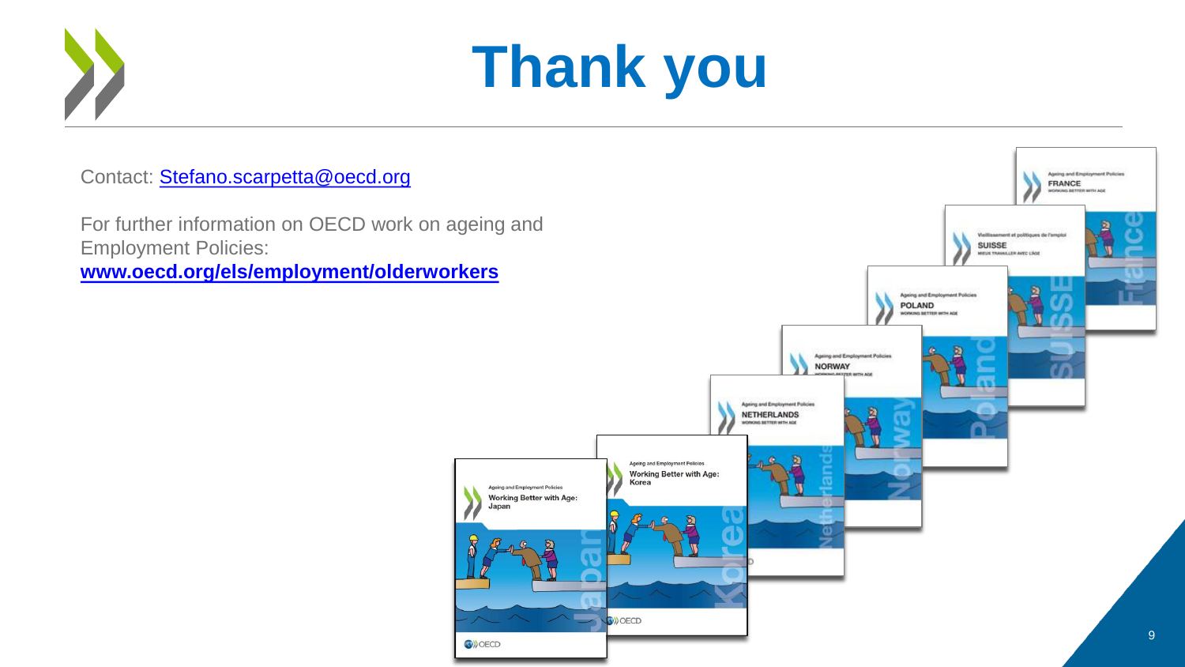# Thank you

Contact: [Stefano.scarpetta@oecd.org](mailto:Stefano.scarpetta@oecd.org)

For further information on OECD work on ageing and Employment Policies:
**[www.oecd.org/els/employment/olderworkers](http://www.oecd.org/els/employment/olderworkers)**